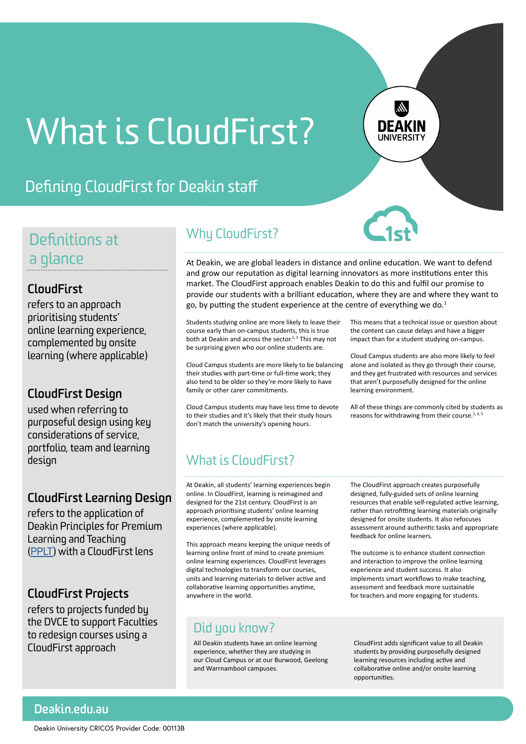# What is CloudFirst?

## Defining CloudFirst for Deakin staff

## Definitions at a glance

### CloudFirst

refers to an approach prioritising students' online learning experience, complemented by onsite learning (where applicable)

### CloudFirst Design

used when referring to purposeful design using key considerations of service, portfolio, team and learning design

### CloudFirst Learning Design

refers to the application of Deakin Principles for Premium Learning and Teaching (PPLT) with a CloudFirst lens

### CloudFirst Projects

refers to projects funded by the DVCE to support Faculties to redesign courses using a CloudFirst approach

## Why CloudFirst?

At Deakin, we are global leaders in distance and online education. We want to defend and grow our reputation as digital learning innovators as more institutions enter this market. The CloudFirst approach enables Deakin to do this and fulfil our promise to provide our students with a brilliant education, where they are and where they want to go, by putting the student experience at the centre of everything we do.[1]

Students studying online are more likely to leave their course early than on-campus students, this is true both at Deakin and across the sector.[2, 3] This may not be surprising given who our online students are.

Cloud Campus students are more likely to be balancing their studies with part-time or full-time work; they also tend to be older so they're more likely to have family or other carer commitments.

Cloud Campus students may have less time to devote to their studies and it's likely that their study hours don't match the university's opening hours.

This means that a technical issue or question about the content can cause delays and have a bigger impact than for a student studying on-campus.

Cloud Campus students are also more likely to feel alone and isolated as they go through their course, and they get frustrated with resources and services that aren't purposefully designed for the online learning environment.

All of these things are commonly cited by students as reasons for withdrawing from their course.[2, 4, 5]

## What is CloudFirst?

At Deakin, all students' learning experiences begin online. In CloudFirst, learning is reimagined and designed for the 21st century. CloudFirst is an approach prioritising students' online learning experience, complemented by onsite learning experiences (where applicable).

This approach means keeping the unique needs of learning online front of mind to create premium online learning experiences. CloudFirst leverages digital technologies to transform our courses, units and learning materials to deliver active and collaborative learning opportunities anytime, anywhere in the world.

The CloudFirst approach creates purposefully designed, fully-guided sets of online learning resources that enable self-regulated active learning, rather than retrofitting learning materials originally designed for onsite students. It also refocuses assessment around authentic tasks and appropriate feedback for online learners.

The outcome is to enhance student connection and interaction to improve the online learning experience and student success. It also implements smart workflows to make teaching, assessment and feedback more sustainable for teachers and more engaging for students.

## Did you know?

All Deakin students have an online learning experience, whether they are studying in our Cloud Campus or at our Burwood, Geelong and Warrnambool campuses.

CloudFirst adds significant value to all Deakin students by providing purposefully designed learning resources including active and collaborative online and/or onsite learning opportunities.

**Deakin.edu.au**

Deakin University CRICOS Provider Code: 00113B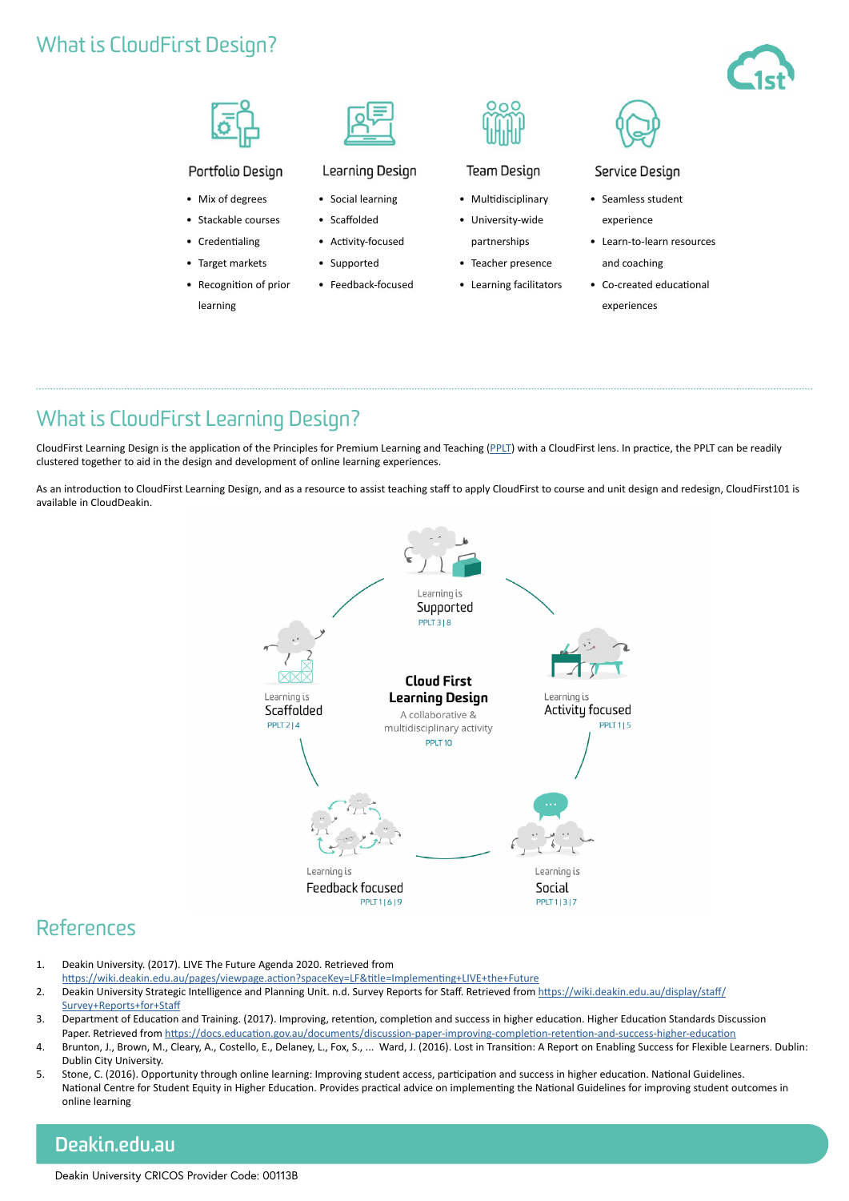## What is CloudFirst Design?

### Portfolio Design

- Mix of degrees
- Stackable courses
- Credentialing
- Target markets
- Recognition of prior learning

### Learning Design

- Social learning
- Scaffolded
- Activity-focused
- Supported
- Feedback-focused

### Team Design

- Multidisciplinary
- University-wide partnerships
- Teacher presence
- Learning facilitators

### Service Design

- Seamless student experience
- Learn-to-learn resources and coaching
- Co-created educational experiences

## What is CloudFirst Learning Design?

CloudFirst Learning Design is the application of the Principles for Premium Learning and Teaching (PPLT) with a CloudFirst lens. In practice, the PPLT can be readily clustered together to aid in the design and development of online learning experiences.

As an introduction to CloudFirst Learning Design, and as a resource to assist teaching staff to apply CloudFirst to course and unit design and redesign, CloudFirst101 is available in CloudDeakin.

Learning is Supported
PPLT 3 | 8

Learning is Scaffolded
PPLT 2 | 4

**Cloud First Learning Design**
A collaborative & multidisciplinary activity
PPLT 10

Learning is Activity focused
PPLT 1 | 5

Learning is Feedback focused
PPLT 1 | 6 | 9

Learning is Social
PPLT 1 | 3 | 7

## References

1. Deakin University. (2017). LIVE The Future Agenda 2020. Retrieved from https://wiki.deakin.edu.au/pages/viewpage.action?spaceKey=LF&title=Implementing+LIVE+the+Future
2. Deakin University Strategic Intelligence and Planning Unit. n.d. Survey Reports for Staff. Retrieved from https://wiki.deakin.edu.au/display/staff/Survey+Reports+for+Staff
3. Department of Education and Training. (2017). Improving, retention, completion and success in higher education. Higher Education Standards Discussion Paper. Retrieved from https://docs.education.gov.au/documents/discussion-paper-improving-completion-retention-and-success-higher-education
4. Brunton, J., Brown, M., Cleary, A., Costello, E., Delaney, L., Fox, S., ... Ward, J. (2016). Lost in Transition: A Report on Enabling Success for Flexible Learners. Dublin: Dublin City University.
5. Stone, C. (2016). Opportunity through online learning: Improving student access, participation and success in higher education. National Guidelines. National Centre for Student Equity in Higher Education. Provides practical advice on implementing the National Guidelines for improving student outcomes in online learning

Deakin.edu.au

Deakin University CRICOS Provider Code: 00113B